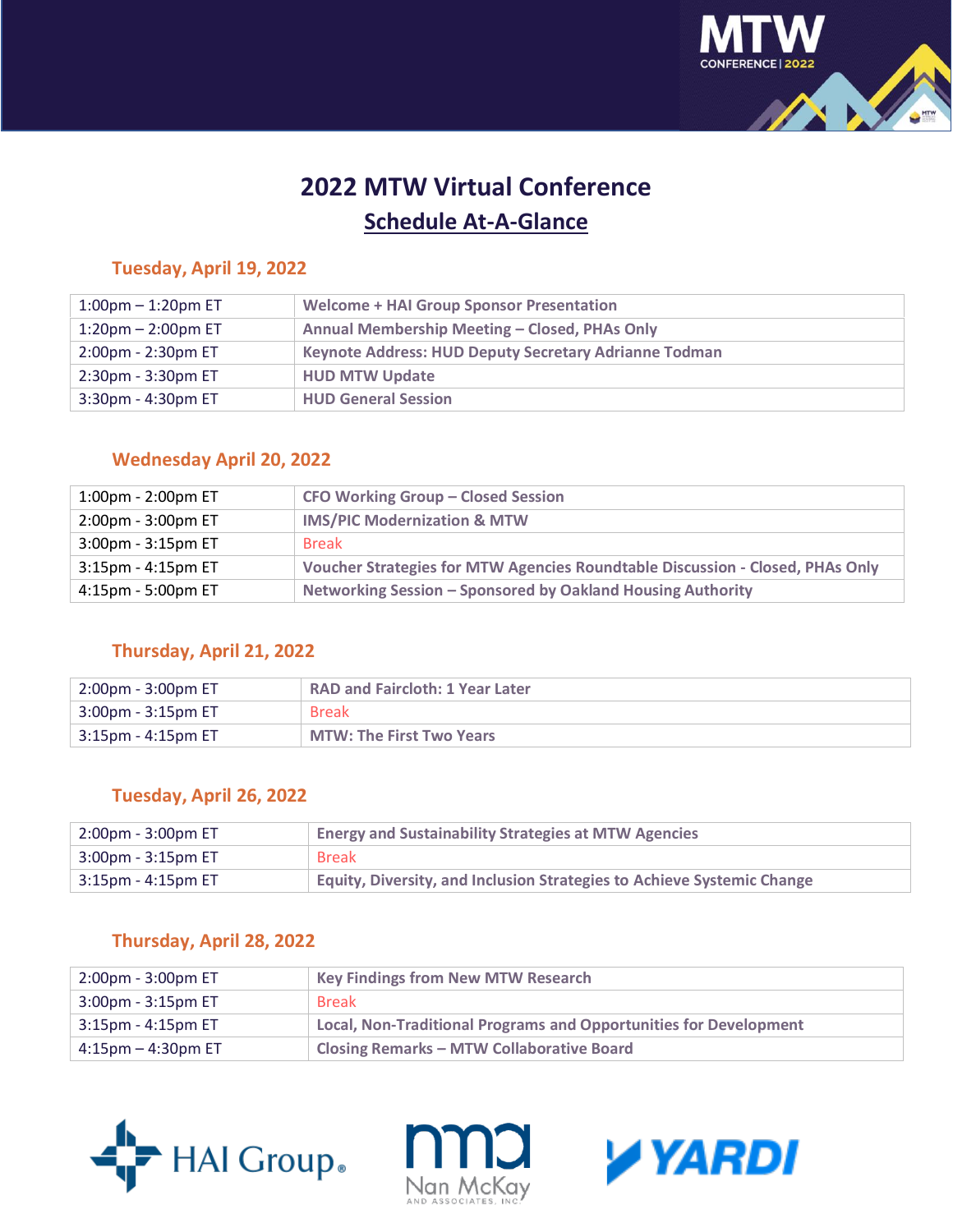# 2022 MTW Virtual Conference

## Schedule At-A-Glance

### Tuesday, April 19, 2022

| | |
|---|---|
| 1:00pm – 1:20pm ET | Welcome + HAI Group Sponsor Presentation |
| 1:20pm – 2:00pm ET | Annual Membership Meeting – Closed, PHAs Only |
| 2:00pm - 2:30pm ET | Keynote Address: HUD Deputy Secretary Adrianne Todman |
| 2:30pm - 3:30pm ET | HUD MTW Update |
| 3:30pm - 4:30pm ET | HUD General Session |

### Wednesday April 20, 2022

| | |
|---|---|
| 1:00pm - 2:00pm ET | CFO Working Group – Closed Session |
| 2:00pm - 3:00pm ET | IMS/PIC Modernization & MTW |
| 3:00pm - 3:15pm ET | Break |
| 3:15pm - 4:15pm ET | Voucher Strategies for MTW Agencies Roundtable Discussion - Closed, PHAs Only |
| 4:15pm - 5:00pm ET | Networking Session – Sponsored by Oakland Housing Authority |

### Thursday, April 21, 2022

| | |
|---|---|
| 2:00pm - 3:00pm ET | RAD and Faircloth: 1 Year Later |
| 3:00pm - 3:15pm ET | Break |
| 3:15pm - 4:15pm ET | MTW: The First Two Years |

### Tuesday, April 26, 2022

| | |
|---|---|
| 2:00pm - 3:00pm ET | Energy and Sustainability Strategies at MTW Agencies |
| 3:00pm - 3:15pm ET | Break |
| 3:15pm - 4:15pm ET | Equity, Diversity, and Inclusion Strategies to Achieve Systemic Change |

### Thursday, April 28, 2022

| | |
|---|---|
| 2:00pm - 3:00pm ET | Key Findings from New MTW Research |
| 3:00pm - 3:15pm ET | Break |
| 3:15pm - 4:15pm ET | Local, Non-Traditional Programs and Opportunities for Development |
| 4:15pm – 4:30pm ET | Closing Remarks – MTW Collaborative Board |

HAI Group. Nan McKay and Associates, Inc. YARDI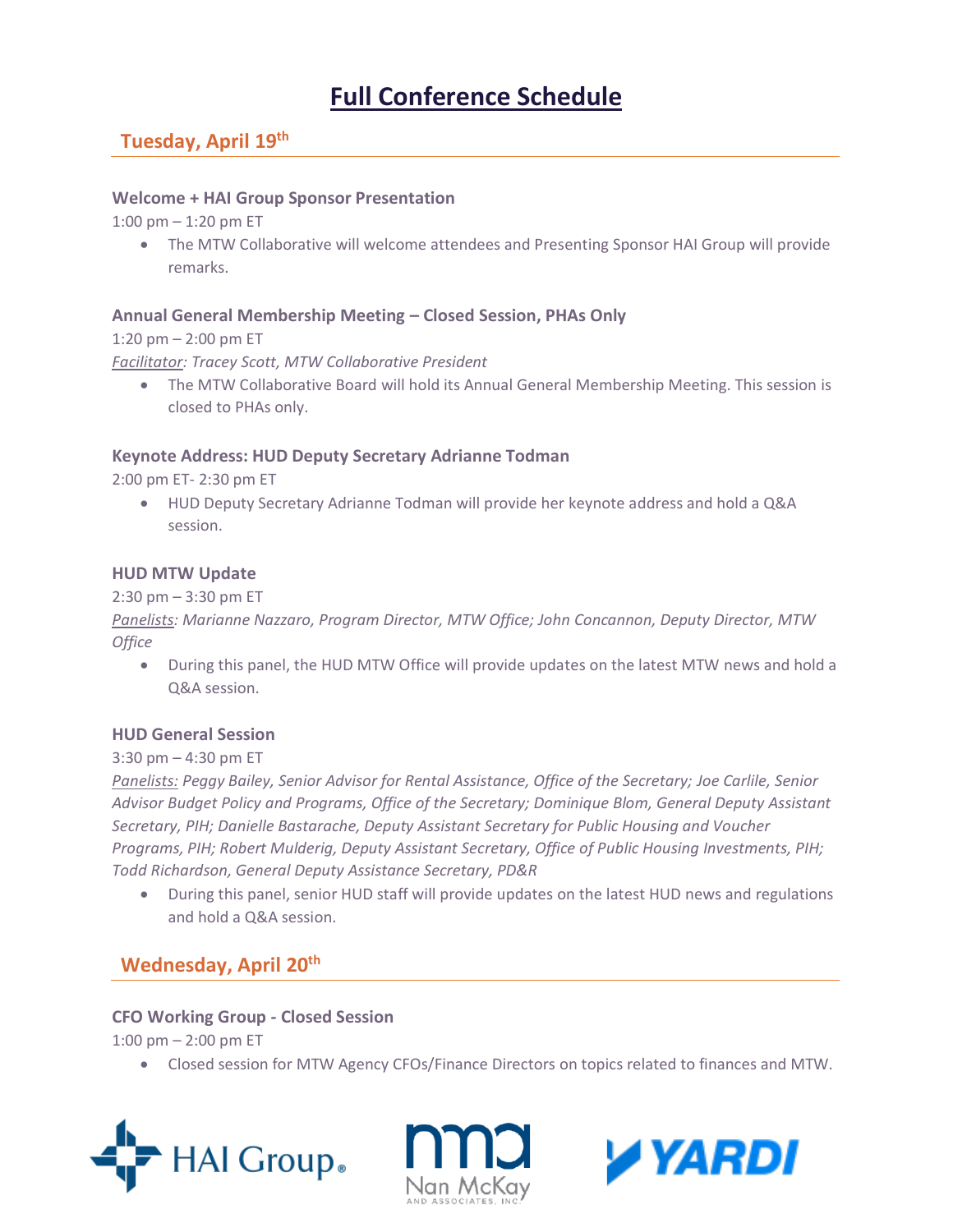# Full Conference Schedule

## Tuesday, April 19th

### Welcome + HAI Group Sponsor Presentation

1:00 pm – 1:20 pm ET

- The MTW Collaborative will welcome attendees and Presenting Sponsor HAI Group will provide remarks.

### Annual General Membership Meeting – Closed Session, PHAs Only

1:20 pm – 2:00 pm ET

*Facilitator: Tracey Scott, MTW Collaborative President*

- The MTW Collaborative Board will hold its Annual General Membership Meeting. This session is closed to PHAs only.

### Keynote Address: HUD Deputy Secretary Adrianne Todman

2:00 pm ET- 2:30 pm ET

- HUD Deputy Secretary Adrianne Todman will provide her keynote address and hold a Q&A session.

### HUD MTW Update

2:30 pm – 3:30 pm ET

*Panelists: Marianne Nazzaro, Program Director, MTW Office; John Concannon, Deputy Director, MTW Office*

- During this panel, the HUD MTW Office will provide updates on the latest MTW news and hold a Q&A session.

### HUD General Session

3:30 pm – 4:30 pm ET

*Panelists: Peggy Bailey, Senior Advisor for Rental Assistance, Office of the Secretary; Joe Carlile, Senior Advisor Budget Policy and Programs, Office of the Secretary; Dominique Blom, General Deputy Assistant Secretary, PIH; Danielle Bastarache, Deputy Assistant Secretary for Public Housing and Voucher Programs, PIH; Robert Mulderig, Deputy Assistant Secretary, Office of Public Housing Investments, PIH; Todd Richardson, General Deputy Assistance Secretary, PD&R*

- During this panel, senior HUD staff will provide updates on the latest HUD news and regulations and hold a Q&A session.

## Wednesday, April 20th

### CFO Working Group - Closed Session

1:00 pm – 2:00 pm ET

- Closed session for MTW Agency CFOs/Finance Directors on topics related to finances and MTW.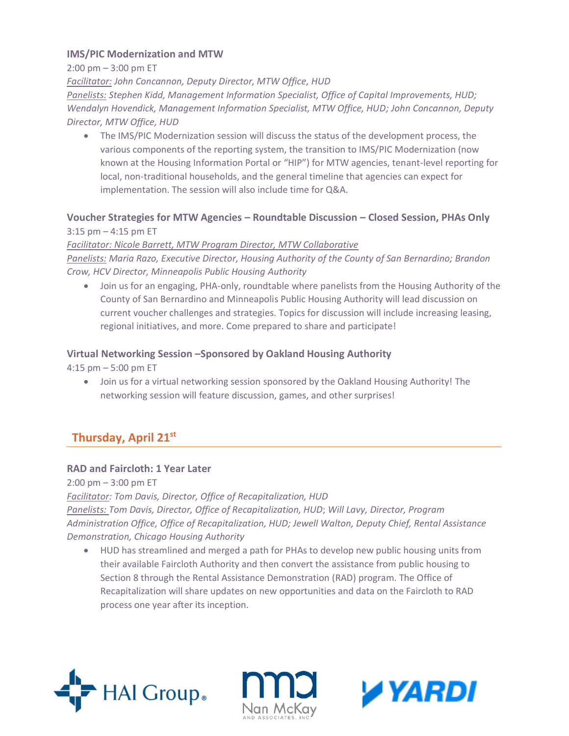### IMS/PIC Modernization and MTW

2:00 pm – 3:00 pm ET

*Facilitator: John Concannon, Deputy Director, MTW Office, HUD*

*Panelists: Stephen Kidd, Management Information Specialist, Office of Capital Improvements, HUD; Wendalyn Hovendick, Management Information Specialist, MTW Office, HUD; John Concannon, Deputy Director, MTW Office, HUD*

- The IMS/PIC Modernization session will discuss the status of the development process, the various components of the reporting system, the transition to IMS/PIC Modernization (now known at the Housing Information Portal or "HIP") for MTW agencies, tenant-level reporting for local, non-traditional households, and the general timeline that agencies can expect for implementation. The session will also include time for Q&A.

### Voucher Strategies for MTW Agencies – Roundtable Discussion – Closed Session, PHAs Only

3:15 pm – 4:15 pm ET

*Facilitator: Nicole Barrett, MTW Program Director, MTW Collaborative*

*Panelists: Maria Razo, Executive Director, Housing Authority of the County of San Bernardino; Brandon Crow, HCV Director, Minneapolis Public Housing Authority*

- Join us for an engaging, PHA-only, roundtable where panelists from the Housing Authority of the County of San Bernardino and Minneapolis Public Housing Authority will lead discussion on current voucher challenges and strategies. Topics for discussion will include increasing leasing, regional initiatives, and more. Come prepared to share and participate!

### Virtual Networking Session –Sponsored by Oakland Housing Authority

4:15 pm – 5:00 pm ET

- Join us for a virtual networking session sponsored by the Oakland Housing Authority! The networking session will feature discussion, games, and other surprises!

## Thursday, April 21st

### RAD and Faircloth: 1 Year Later

2:00 pm – 3:00 pm ET

*Facilitator: Tom Davis, Director, Office of Recapitalization, HUD*

*Panelists: Tom Davis, Director, Office of Recapitalization, HUD; Will Lavy, Director, Program Administration Office, Office of Recapitalization, HUD; Jewell Walton, Deputy Chief, Rental Assistance Demonstration, Chicago Housing Authority*

- HUD has streamlined and merged a path for PHAs to develop new public housing units from their available Faircloth Authority and then convert the assistance from public housing to Section 8 through the Rental Assistance Demonstration (RAD) program. The Office of Recapitalization will share updates on new opportunities and data on the Faircloth to RAD process one year after its inception.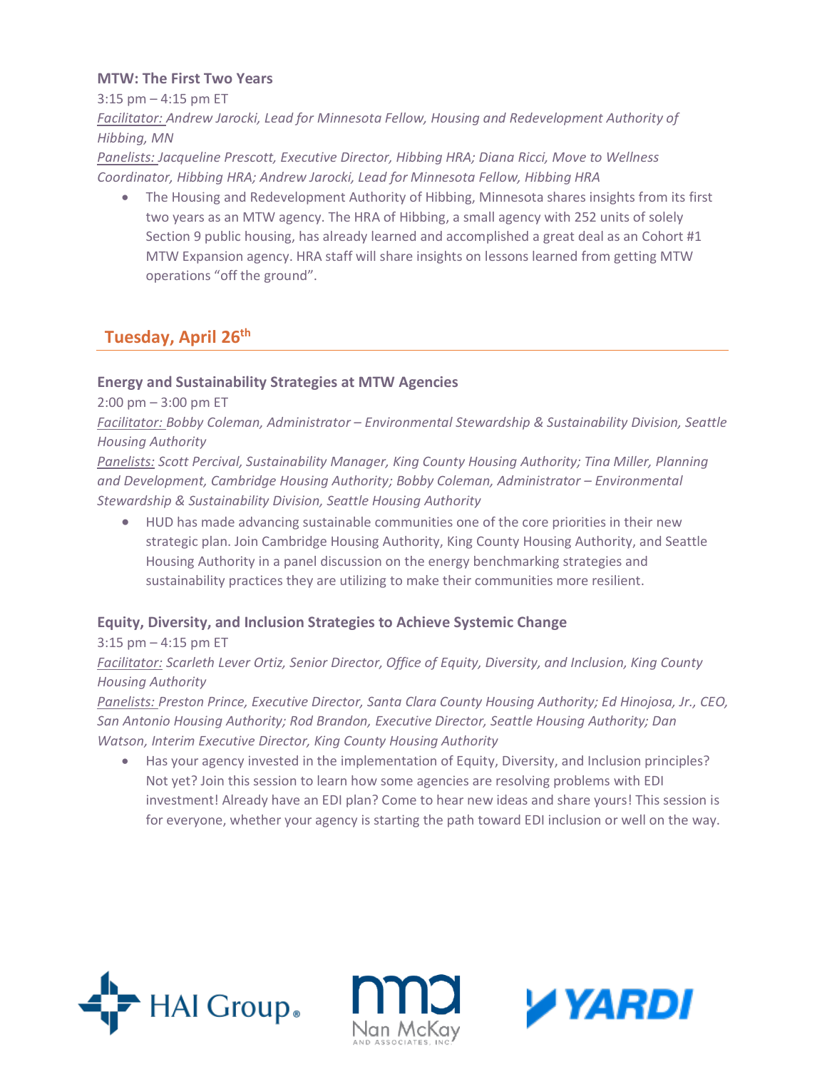### MTW: The First Two Years

3:15 pm – 4:15 pm ET

*Facilitator: Andrew Jarocki, Lead for Minnesota Fellow, Housing and Redevelopment Authority of Hibbing, MN*

*Panelists: Jacqueline Prescott, Executive Director, Hibbing HRA; Diana Ricci, Move to Wellness Coordinator, Hibbing HRA; Andrew Jarocki, Lead for Minnesota Fellow, Hibbing HRA*

- The Housing and Redevelopment Authority of Hibbing, Minnesota shares insights from its first two years as an MTW agency. The HRA of Hibbing, a small agency with 252 units of solely Section 9 public housing, has already learned and accomplished a great deal as an Cohort #1 MTW Expansion agency. HRA staff will share insights on lessons learned from getting MTW operations "off the ground".

## Tuesday, April 26th

### Energy and Sustainability Strategies at MTW Agencies

2:00 pm – 3:00 pm ET

*Facilitator: Bobby Coleman, Administrator – Environmental Stewardship & Sustainability Division, Seattle Housing Authority*

*Panelists: Scott Percival, Sustainability Manager, King County Housing Authority; Tina Miller, Planning and Development, Cambridge Housing Authority; Bobby Coleman, Administrator – Environmental Stewardship & Sustainability Division, Seattle Housing Authority*

- HUD has made advancing sustainable communities one of the core priorities in their new strategic plan. Join Cambridge Housing Authority, King County Housing Authority, and Seattle Housing Authority in a panel discussion on the energy benchmarking strategies and sustainability practices they are utilizing to make their communities more resilient.

### Equity, Diversity, and Inclusion Strategies to Achieve Systemic Change

3:15 pm – 4:15 pm ET

*Facilitator: Scarleth Lever Ortiz, Senior Director, Office of Equity, Diversity, and Inclusion, King County Housing Authority*

*Panelists: Preston Prince, Executive Director, Santa Clara County Housing Authority; Ed Hinojosa, Jr., CEO, San Antonio Housing Authority; Rod Brandon, Executive Director, Seattle Housing Authority; Dan Watson, Interim Executive Director, King County Housing Authority*

- Has your agency invested in the implementation of Equity, Diversity, and Inclusion principles? Not yet? Join this session to learn how some agencies are resolving problems with EDI investment! Already have an EDI plan? Come to hear new ideas and share yours! This session is for everyone, whether your agency is starting the path toward EDI inclusion or well on the way.

HAI Group® · Nan McKay and Associates, Inc. · YARDI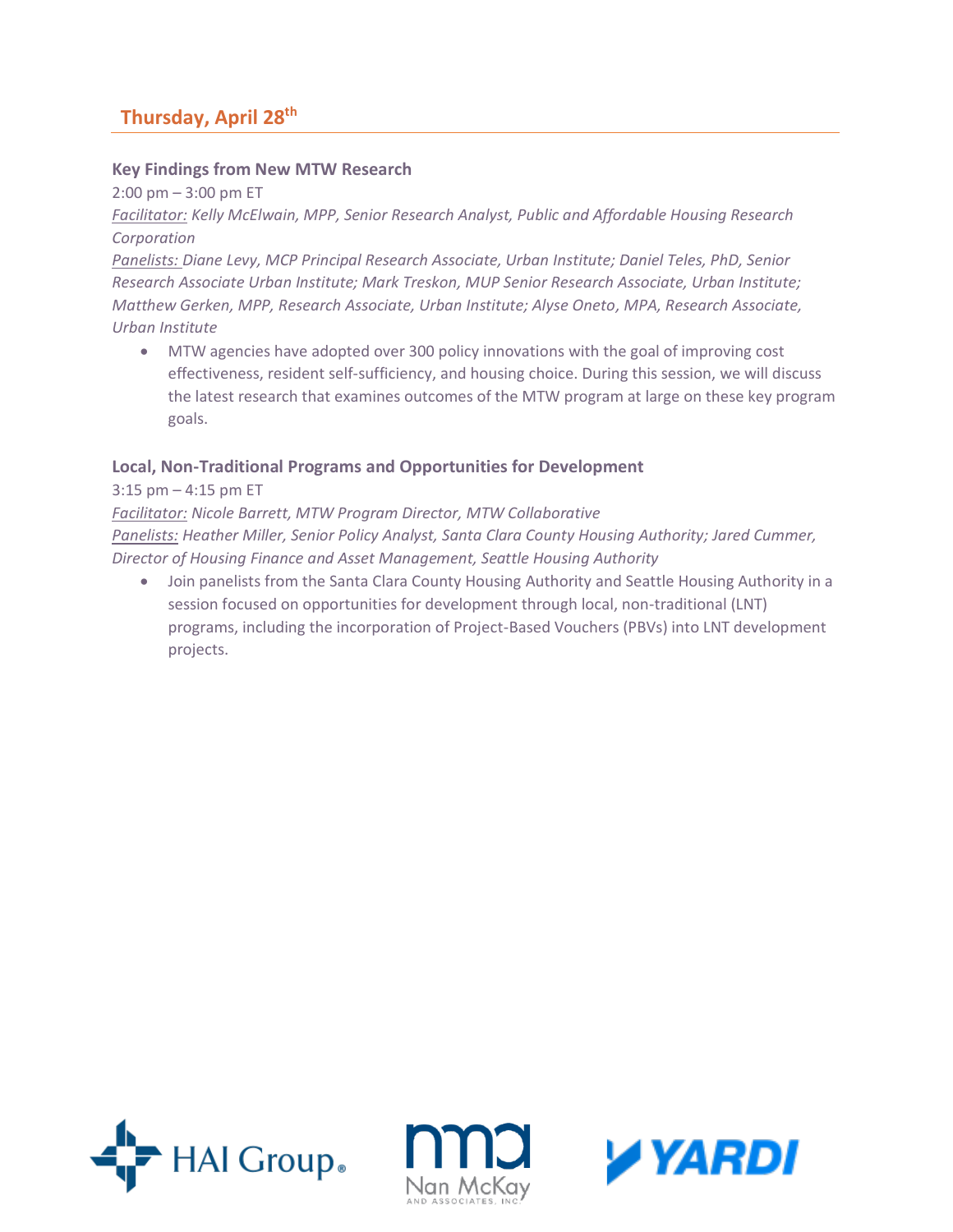## Thursday, April 28th

### Key Findings from New MTW Research

2:00 pm – 3:00 pm ET

_Facilitator:_ *Kelly McElwain, MPP, Senior Research Analyst, Public and Affordable Housing Research Corporation*

_Panelists:_ *Diane Levy, MCP Principal Research Associate, Urban Institute; Daniel Teles, PhD, Senior Research Associate Urban Institute; Mark Treskon, MUP Senior Research Associate, Urban Institute; Matthew Gerken, MPP, Research Associate, Urban Institute; Alyse Oneto, MPA, Research Associate, Urban Institute*

- MTW agencies have adopted over 300 policy innovations with the goal of improving cost effectiveness, resident self-sufficiency, and housing choice. During this session, we will discuss the latest research that examines outcomes of the MTW program at large on these key program goals.

### Local, Non-Traditional Programs and Opportunities for Development

3:15 pm – 4:15 pm ET

_Facilitator:_ *Nicole Barrett, MTW Program Director, MTW Collaborative*

_Panelists:_ *Heather Miller, Senior Policy Analyst, Santa Clara County Housing Authority; Jared Cummer, Director of Housing Finance and Asset Management, Seattle Housing Authority*

- Join panelists from the Santa Clara County Housing Authority and Seattle Housing Authority in a session focused on opportunities for development through local, non-traditional (LNT) programs, including the incorporation of Project-Based Vouchers (PBVs) into LNT development projects.

HAI Group

Nan McKay and Associates, Inc.

YARDI